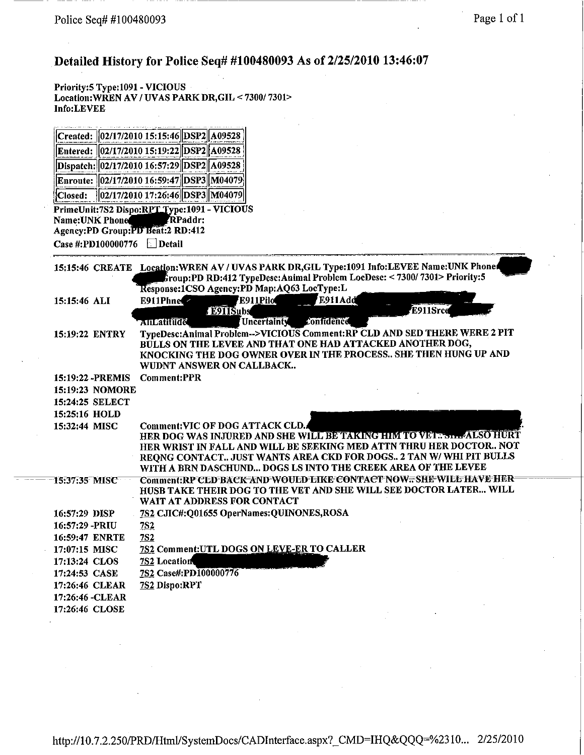# Detailed History for Police Seq# #100480093 As of 2/25/2010 13:46:07

**Priority:5 Type:1091 - VICIOUS**
**Location:WREN AV / UVAS PARK DR,GIL < 7300/ 7301>**
**Info:LEVEE**

| | | | |
|---|---|---|---|
| Created: | 02/17/2010 15:15:46 | DSP2 | A09528 |
| Entered: | 02/17/2010 15:19:22 | DSP2 | A09528 |
| Dispatch: | 02/17/2010 16:57:29 | DSP2 | A09528 |
| Enroute: | 02/17/2010 16:59:47 | DSP3 | M04079 |
| Closed: | 02/17/2010 17:26:46 | DSP3 | M04079 |

**PrimeUnit:7S2 Dispo:RPT Type:1091 - VICIOUS**
**Name:UNK Phone [redacted] RPaddr:**
**Agency:PD Group:PD Beat:2 RD:412**
**Case #:PD100000776** ☐ **Detail**

| Time | Event | Details |
|---|---|---|
| 15:15:46 | CREATE | Location:WREN AV / UVAS PARK DR,GIL Type:1091 Info:LEVEE Name:UNK Phone [redacted] Group:PD RD:412 TypeDesc:Animal Problem LocDesc: < 7300/ 7301> Priority:5 Response:1CSO Agency:PD Map:AQ63 LocType:L |
| 15:15:46 | ALI | E911Phne [redacted] E911Pilo [redacted] E911Add [redacted] E911Subs [redacted] E911Srce [redacted] AliLatitude [redacted] Uncertainty [redacted] Confidence [redacted] |
| 15:19:22 | ENTRY | TypeDesc:Animal Problem-->VICIOUS Comment:RP CLD AND SED THERE WERE 2 PIT BULLS ON THE LEVEE AND THAT ONE HAD ATTACKED ANOTHER DOG, KNOCKING THE DOG OWNER OVER IN THE PROCESS.. SHE THEN HUNG UP AND WUDNT ANSWER ON CALLBACK.. |
| 15:19:22 | -PREMIS | Comment:PPR |
| 15:19:23 | NOMORE | |
| 15:24:25 | SELECT | |
| 15:25:16 | HOLD | |
| 15:32:44 | MISC | Comment:VIC OF DOG ATTACK CLD. [redacted]. HER DOG WAS INJURED AND SHE WILL BE TAKING HIM TO VET.. SHE ALSO HURT HER WRIST IN FALL AND WILL BE SEEKING MED ATTN THRU HER DOCTOR.. NOT REQNG CONTACT.. JUST WANTS AREA CKD FOR DOGS.. 2 TAN W/ WHI PIT BULLS WITH A BRN DASCHUND... DOGS LS INTO THE CREEK AREA OF THE LEVEE |
| 15:37:35 | MISC | Comment:RP CLD BACK AND WOULD LIKE CONTACT NOW.. SHE WILL HAVE HER HUSB TAKE THEIR DOG TO THE VET AND SHE WILL SEE DOCTOR LATER... WILL WAIT AT ADDRESS FOR CONTACT |
| 16:57:29 | DISP | 7S2 CJIC#:Q01655 OperNames:QUINONES,ROSA |
| 16:57:29 | -PRIU | 7S2 |
| 16:59:47 | ENRTE | 7S2 |
| 17:07:15 | MISC | 7S2 Comment:UTL DOGS ON LEVE-ER TO CALLER |
| 17:13:24 | CLOS | 7S2 Location [redacted] |
| 17:24:53 | CASE | 7S2 Case#:PD100000776 |
| 17:26:46 | CLEAR | 7S2 Dispo:RPT |
| 17:26:46 | -CLEAR | |
| 17:26:46 | CLOSE | |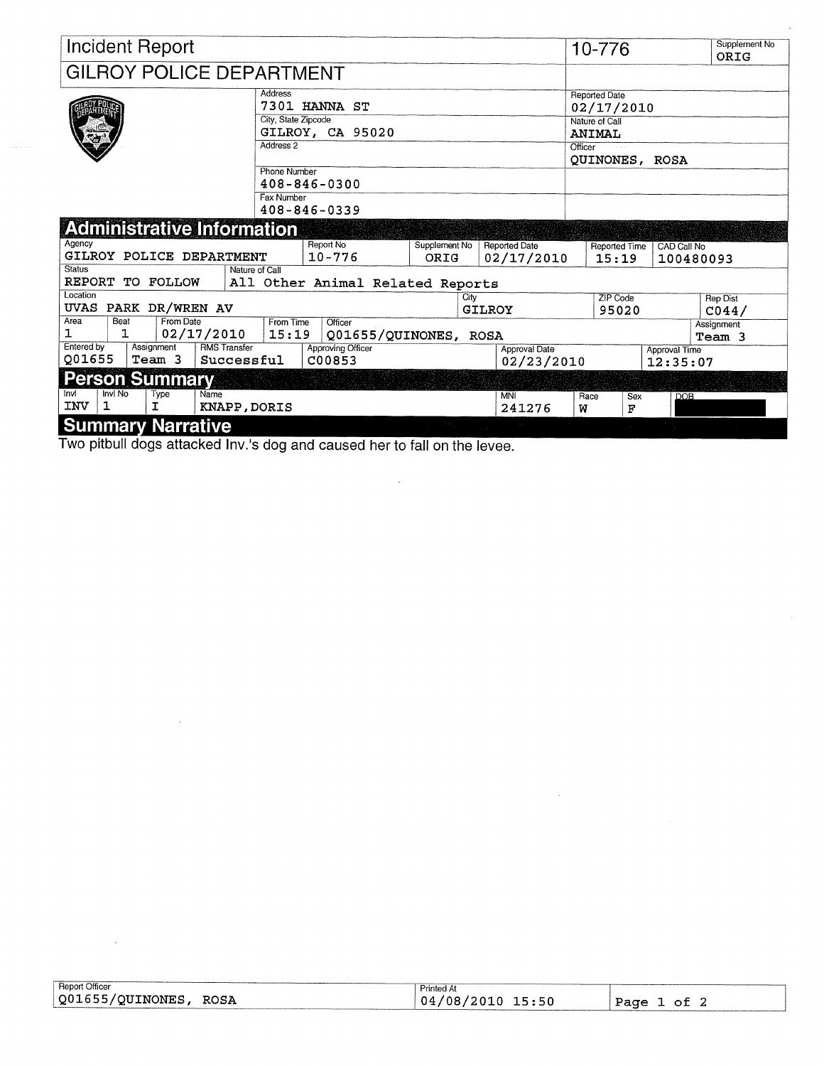# Incident Report

## GILROY POLICE DEPARTMENT

| | |
|---|---|
| 10-776 | Supplement No: ORIG |

| Field | Value |
|---|---|
| Address | 7301 HANNA ST |
| City, State Zipcode | GILROY, CA 95020 |
| Address 2 | |
| Phone Number | 408-846-0300 |
| Fax Number | 408-846-0339 |
| Reported Date | 02/17/2010 |
| Nature of Call | ANIMAL |
| Officer | QUINONES, ROSA |

## Administrative Information

| Agency | Report No | Supplement No | Reported Date | Reported Time | CAD Call No |
|---|---|---|---|---|---|
| GILROY POLICE DEPARTMENT | 10-776 | ORIG | 02/17/2010 | 15:19 | 100480093 |

| Status | Nature of Call |
|---|---|
| REPORT TO FOLLOW | All Other Animal Related Reports |

| Location | City | ZIP Code | Rep Dist |
|---|---|---|---|
| UVAS PARK DR/WREN AV | GILROY | 95020 | C044/ |

| Area | Beat | From Date | From Time | Officer | Assignment |
|---|---|---|---|---|---|
| 1 | 1 | 02/17/2010 | 15:19 | Q01655/QUINONES, ROSA | Team 3 |

| Entered by | Assignment | RMS Transfer | Approving Officer | Approval Date | Approval Time |
|---|---|---|---|---|---|
| Q01655 | Team 3 | Successful | C00853 | 02/23/2010 | 12:35:07 |

## Person Summary

| Invl | Invl No | Type | Name | MNI | Race | Sex | DOB |
|---|---|---|---|---|---|---|---|
| INV | 1 | I | KNAPP, DORIS | 241276 | W | F | |

## Summary Narrative

Two pitbull dogs attacked Inv.'s dog and caused her to fall on the levee.

| Report Officer | Printed At |
|---|---|
| Q01655/QUINONES, ROSA | 04/08/2010 15:50 |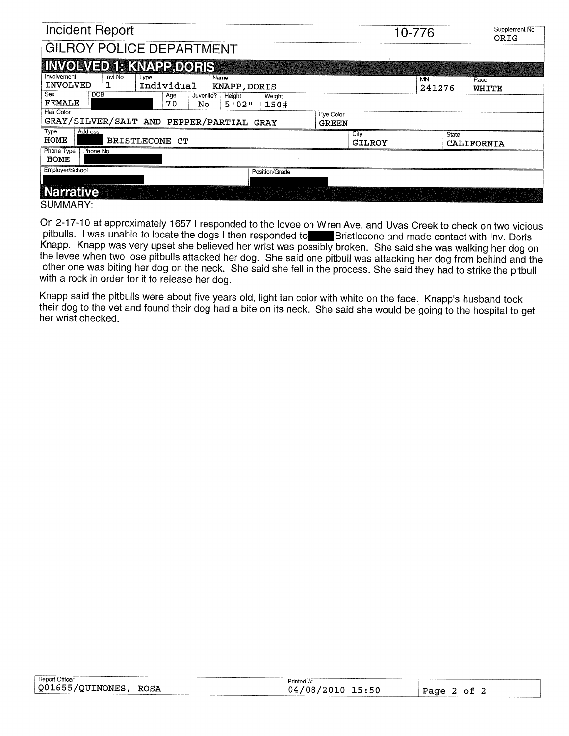# Incident Report

**10-776** | Supplement No: ORIG

## GILROY POLICE DEPARTMENT

### INVOLVED 1: KNAPP,DORIS

| Involvement | Invl No | Type | Name | MNI | Race |
|---|---|---|---|---|---|
| INVOLVED | 1 | Individual | KNAPP,DORIS | 241276 | WHITE |

| Sex | DOB | Age | Juvenile? | Height | Weight |
|---|---|---|---|---|---|
| FEMALE | [REDACTED] | 70 | No | 5'02" | 150# |

| Hair Color | Eye Color |
|---|---|
| GRAY/SILVER/SALT AND PEPPER/PARTIAL GRAY | GREEN |

| Type | Address | City | State |
|---|---|---|---|
| HOME | [REDACTED] BRISTLECONE CT | GILROY | CALIFORNIA |

| Phone Type | Phone No |
|---|---|
| HOME | [REDACTED] |

| Employer/School | Position/Grade |
|---|---|
| [REDACTED] | [REDACTED] |

## Narrative

SUMMARY:

On 2-17-10 at approximately 1657 I responded to the levee on Wren Ave. and Uvas Creek to check on two vicious pitbulls. I was unable to locate the dogs I then responded to [REDACTED] Bristlecone and made contact with Inv. Doris Knapp. Knapp was very upset she believed her wrist was possibly broken. She said she was walking her dog on the levee when two lose pitbulls attacked her dog. She said one pitbull was attacking her dog from behind and the other one was biting her dog on the neck. She said she fell in the process. She said they had to strike the pitbull with a rock in order for it to release her dog.

Knapp said the pitbulls were about five years old, light tan color with white on the face. Knapp's husband took their dog to the vet and found their dog had a bite on its neck. She said she would be going to the hospital to get her wrist checked.

| Report Officer | Printed At |
|---|---|
| Q01655/QUINONES, ROSA | 04/08/2010 15:50 |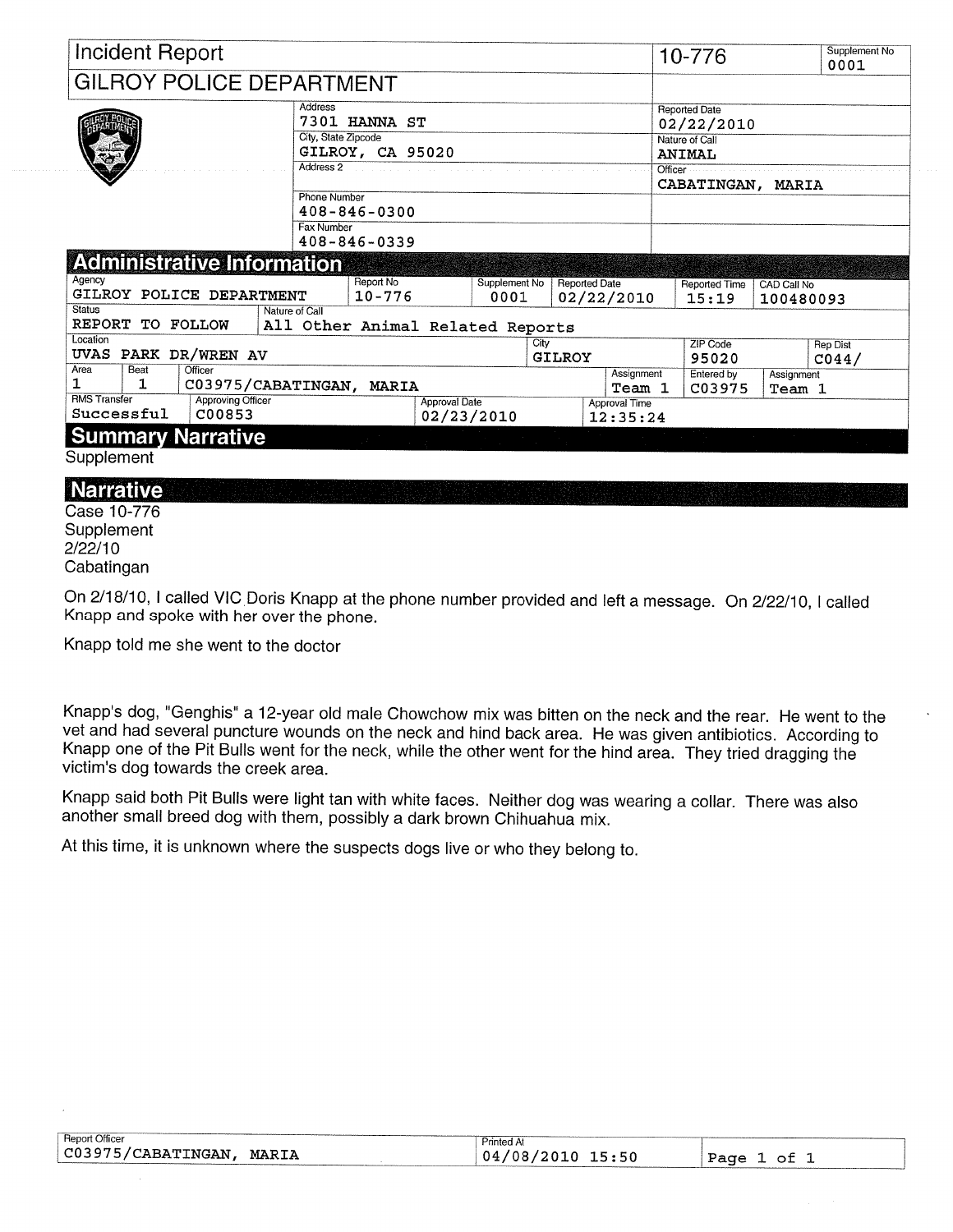| Incident Report | | | 10-776 | Supplement No 0001 |
|---|---|---|---|---|
| GILROY POLICE DEPARTMENT | | | | |
| | Address: 7301 HANNA ST | | Reported Date: 02/22/2010 | |
| | City, State Zipcode: GILROY, CA 95020 | | Nature of Call: ANIMAL | |
| | Address 2: | | Officer: CABATINGAN, MARIA | |
| | Phone Number: 408-846-0300 | | | |
| | Fax Number: 408-846-0339 | | | |

## Administrative Information

| Agency | Report No | Supplement No | Reported Date | Reported Time | CAD Call No |
|---|---|---|---|---|---|
| GILROY POLICE DEPARTMENT | 10-776 | 0001 | 02/22/2010 | 15:19 | 100480093 |

| Status | Nature of Call |
|---|---|
| REPORT TO FOLLOW | All Other Animal Related Reports |

| Location | City | ZIP Code | Rep Dist |
|---|---|---|---|
| UVAS PARK DR/WREN AV | GILROY | 95020 | C044/ |

| Area | Beat | Officer | Assignment | Entered by | Assignment |
|---|---|---|---|---|---|
| 1 | 1 | C03975/CABATINGAN, MARIA | Team 1 | C03975 | Team 1 |

| RMS Transfer | Approving Officer | Approval Date | Approval Time |
|---|---|---|---|
| Successful | C00853 | 02/23/2010 | 12:35:24 |

## Summary Narrative

Supplement

## Narrative

Case 10-776
Supplement
2/22/10
Cabatingan

On 2/18/10, I called VIC Doris Knapp at the phone number provided and left a message. On 2/22/10, I called Knapp and spoke with her over the phone.

Knapp told me she went to the doctor

Knapp's dog, "Genghis" a 12-year old male Chowchow mix was bitten on the neck and the rear. He went to the vet and had several puncture wounds on the neck and hind back area. He was given antibiotics. According to Knapp one of the Pit Bulls went for the neck, while the other went for the hind area. They tried dragging the victim's dog towards the creek area.

Knapp said both Pit Bulls were light tan with white faces. Neither dog was wearing a collar. There was also another small breed dog with them, possibly a dark brown Chihuahua mix.

At this time, it is unknown where the suspects dogs live or who they belong to.

| Report Officer | Printed At |
|---|---|
| C03975/CABATINGAN, MARIA | 04/08/2010 15:50 |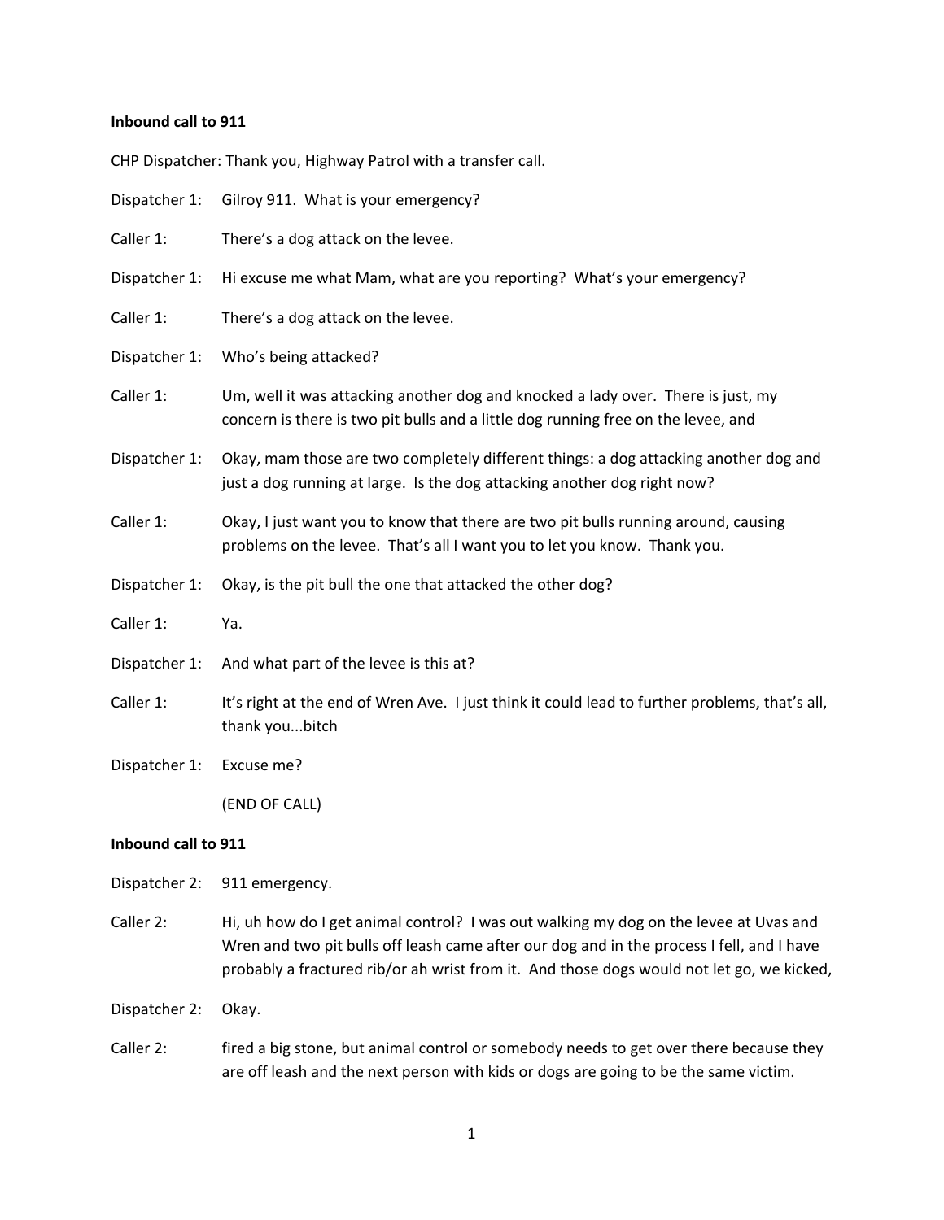**Inbound call to 911**

CHP Dispatcher: Thank you, Highway Patrol with a transfer call.

Dispatcher 1: Gilroy 911. What is your emergency?

Caller 1: There's a dog attack on the levee.

Dispatcher 1: Hi excuse me what Mam, what are you reporting? What's your emergency?

Caller 1: There's a dog attack on the levee.

Dispatcher 1: Who's being attacked?

Caller 1: Um, well it was attacking another dog and knocked a lady over. There is just, my concern is there is two pit bulls and a little dog running free on the levee, and

Dispatcher 1: Okay, mam those are two completely different things: a dog attacking another dog and just a dog running at large. Is the dog attacking another dog right now?

Caller 1: Okay, I just want you to know that there are two pit bulls running around, causing problems on the levee. That's all I want you to let you know. Thank you.

Dispatcher 1: Okay, is the pit bull the one that attacked the other dog?

Caller 1: Ya.

Dispatcher 1: And what part of the levee is this at?

Caller 1: It's right at the end of Wren Ave. I just think it could lead to further problems, that's all, thank you...bitch

Dispatcher 1: Excuse me?

(END OF CALL)

**Inbound call to 911**

Dispatcher 2: 911 emergency.

Caller 2: Hi, uh how do I get animal control? I was out walking my dog on the levee at Uvas and Wren and two pit bulls off leash came after our dog and in the process I fell, and I have probably a fractured rib/or ah wrist from it. And those dogs would not let go, we kicked,

Dispatcher 2: Okay.

Caller 2: fired a big stone, but animal control or somebody needs to get over there because they are off leash and the next person with kids or dogs are going to be the same victim.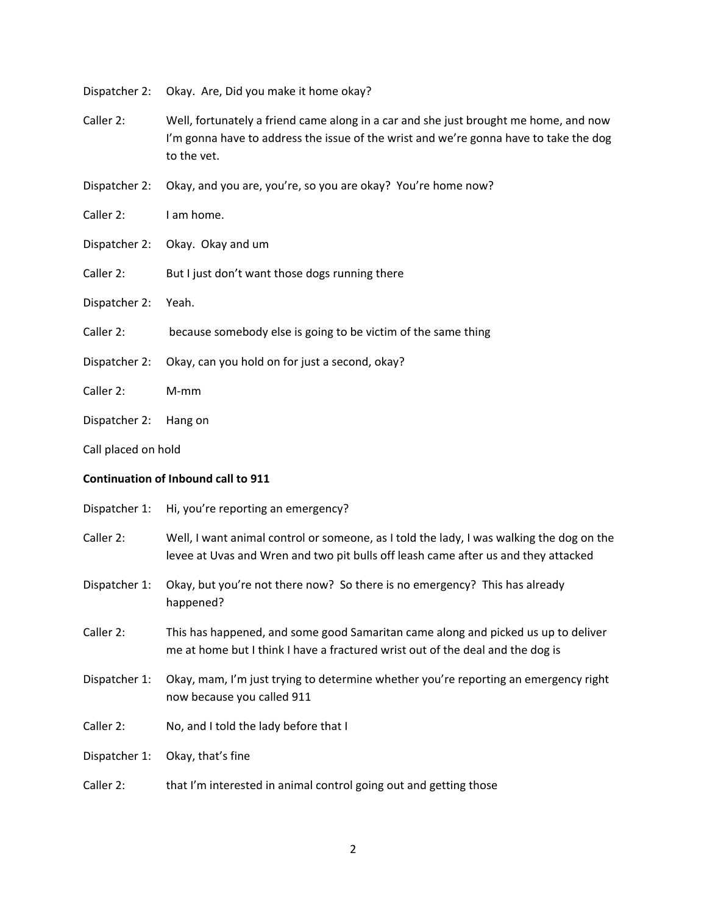Dispatcher 2: Okay. Are, Did you make it home okay?

Caller 2: Well, fortunately a friend came along in a car and she just brought me home, and now I'm gonna have to address the issue of the wrist and we're gonna have to take the dog to the vet.

Dispatcher 2: Okay, and you are, you're, so you are okay? You're home now?

Caller 2: I am home.

Dispatcher 2: Okay. Okay and um

Caller 2: But I just don't want those dogs running there

Dispatcher 2: Yeah.

Caller 2: because somebody else is going to be victim of the same thing

Dispatcher 2: Okay, can you hold on for just a second, okay?

Caller 2: M-mm

Dispatcher 2: Hang on

Call placed on hold

**Continuation of Inbound call to 911**

Dispatcher 1: Hi, you're reporting an emergency?

Caller 2: Well, I want animal control or someone, as I told the lady, I was walking the dog on the levee at Uvas and Wren and two pit bulls off leash came after us and they attacked

Dispatcher 1: Okay, but you're not there now? So there is no emergency? This has already happened?

Caller 2: This has happened, and some good Samaritan came along and picked us up to deliver me at home but I think I have a fractured wrist out of the deal and the dog is

Dispatcher 1: Okay, mam, I'm just trying to determine whether you're reporting an emergency right now because you called 911

Caller 2: No, and I told the lady before that I

Dispatcher 1: Okay, that's fine

Caller 2: that I'm interested in animal control going out and getting those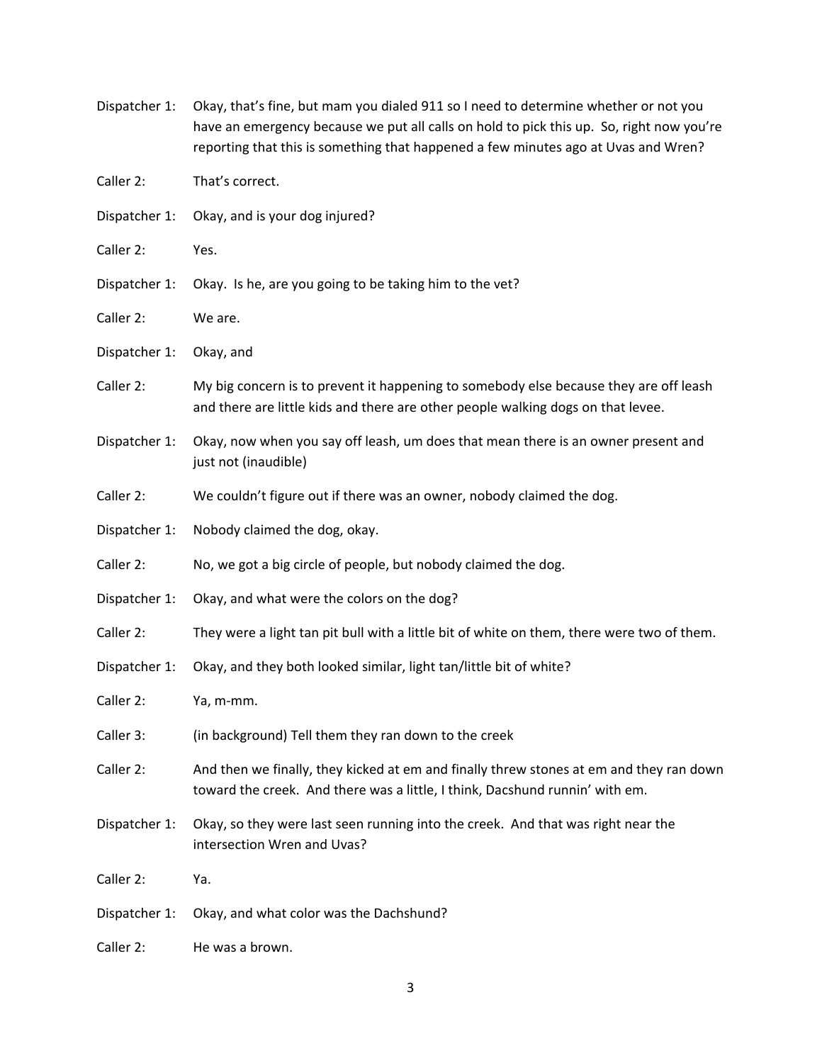Dispatcher 1: Okay, that's fine, but mam you dialed 911 so I need to determine whether or not you have an emergency because we put all calls on hold to pick this up. So, right now you're reporting that this is something that happened a few minutes ago at Uvas and Wren?

Caller 2: That's correct.

Dispatcher 1: Okay, and is your dog injured?

Caller 2: Yes.

Dispatcher 1: Okay. Is he, are you going to be taking him to the vet?

Caller 2: We are.

Dispatcher 1: Okay, and

Caller 2: My big concern is to prevent it happening to somebody else because they are off leash and there are little kids and there are other people walking dogs on that levee.

Dispatcher 1: Okay, now when you say off leash, um does that mean there is an owner present and just not (inaudible)

Caller 2: We couldn't figure out if there was an owner, nobody claimed the dog.

Dispatcher 1: Nobody claimed the dog, okay.

Caller 2: No, we got a big circle of people, but nobody claimed the dog.

Dispatcher 1: Okay, and what were the colors on the dog?

Caller 2: They were a light tan pit bull with a little bit of white on them, there were two of them.

Dispatcher 1: Okay, and they both looked similar, light tan/little bit of white?

Caller 2: Ya, m-mm.

Caller 3: (in background) Tell them they ran down to the creek

Caller 2: And then we finally, they kicked at em and finally threw stones at em and they ran down toward the creek. And there was a little, I think, Dacshund runnin' with em.

Dispatcher 1: Okay, so they were last seen running into the creek. And that was right near the intersection Wren and Uvas?

Caller 2: Ya.

Dispatcher 1: Okay, and what color was the Dachshund?

Caller 2: He was a brown.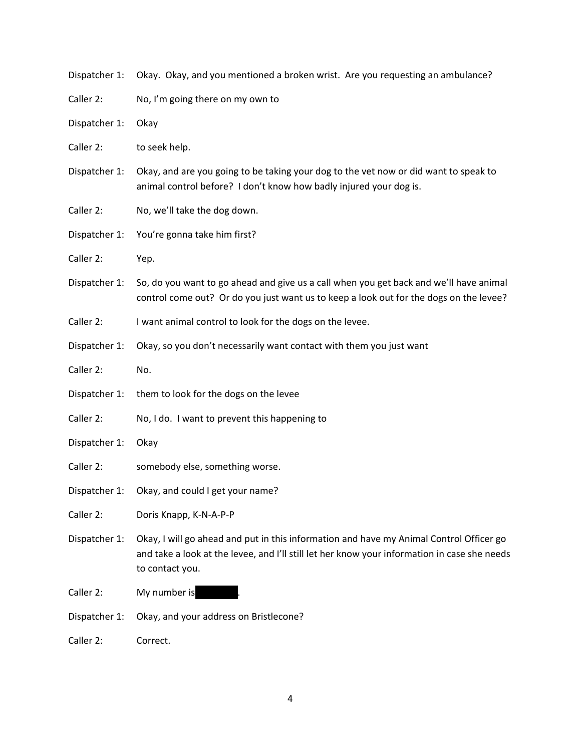Dispatcher 1: Okay. Okay, and you mentioned a broken wrist. Are you requesting an ambulance?

Caller 2: No, I'm going there on my own to

Dispatcher 1: Okay

Caller 2: to seek help.

Dispatcher 1: Okay, and are you going to be taking your dog to the vet now or did want to speak to animal control before? I don't know how badly injured your dog is.

Caller 2: No, we'll take the dog down.

Dispatcher 1: You're gonna take him first?

Caller 2: Yep.

Dispatcher 1: So, do you want to go ahead and give us a call when you get back and we'll have animal control come out? Or do you just want us to keep a look out for the dogs on the levee?

Caller 2: I want animal control to look for the dogs on the levee.

Dispatcher 1: Okay, so you don't necessarily want contact with them you just want

Caller 2: No.

Dispatcher 1: them to look for the dogs on the levee

Caller 2: No, I do. I want to prevent this happening to

Dispatcher 1: Okay

Caller 2: somebody else, something worse.

Dispatcher 1: Okay, and could I get your name?

Caller 2: Doris Knapp, K-N-A-P-P

Dispatcher 1: Okay, I will go ahead and put in this information and have my Animal Control Officer go and take a look at the levee, and I'll still let her know your information in case she needs to contact you.

Caller 2: My number is [REDACTED].

Dispatcher 1: Okay, and your address on Bristlecone?

Caller 2: Correct.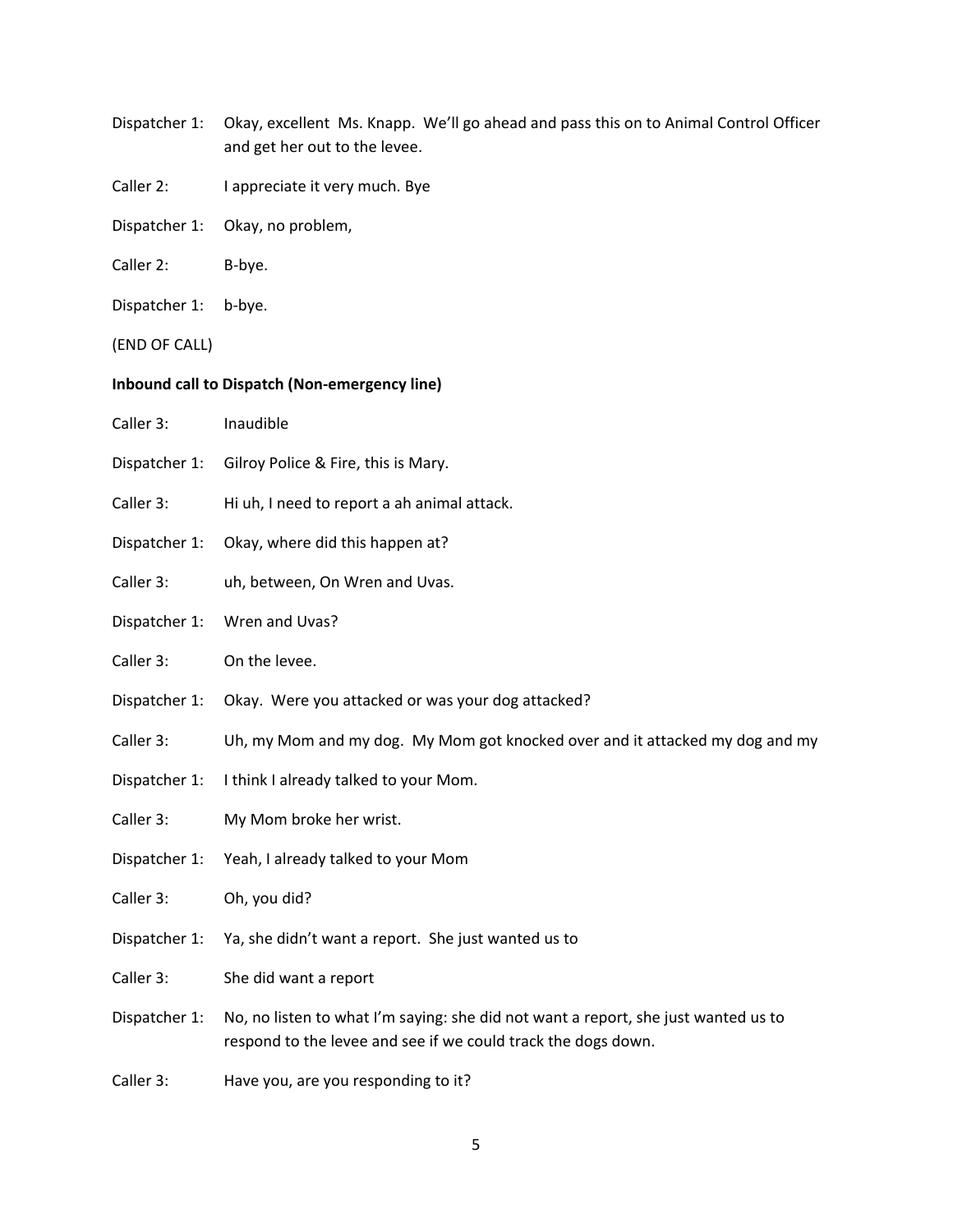Dispatcher 1: Okay, excellent Ms. Knapp. We'll go ahead and pass this on to Animal Control Officer and get her out to the levee.

Caller 2: I appreciate it very much. Bye

Dispatcher 1: Okay, no problem,

Caller 2: B-bye.

Dispatcher 1: b-bye.

(END OF CALL)

**Inbound call to Dispatch (Non-emergency line)**

Caller 3: Inaudible

Dispatcher 1: Gilroy Police & Fire, this is Mary.

Caller 3: Hi uh, I need to report a ah animal attack.

Dispatcher 1: Okay, where did this happen at?

Caller 3: uh, between, On Wren and Uvas.

Dispatcher 1: Wren and Uvas?

Caller 3: On the levee.

Dispatcher 1: Okay. Were you attacked or was your dog attacked?

Caller 3: Uh, my Mom and my dog. My Mom got knocked over and it attacked my dog and my

Dispatcher 1: I think I already talked to your Mom.

Caller 3: My Mom broke her wrist.

Dispatcher 1: Yeah, I already talked to your Mom

Caller 3: Oh, you did?

Dispatcher 1: Ya, she didn't want a report. She just wanted us to

Caller 3: She did want a report

Dispatcher 1: No, no listen to what I'm saying: she did not want a report, she just wanted us to respond to the levee and see if we could track the dogs down.

Caller 3: Have you, are you responding to it?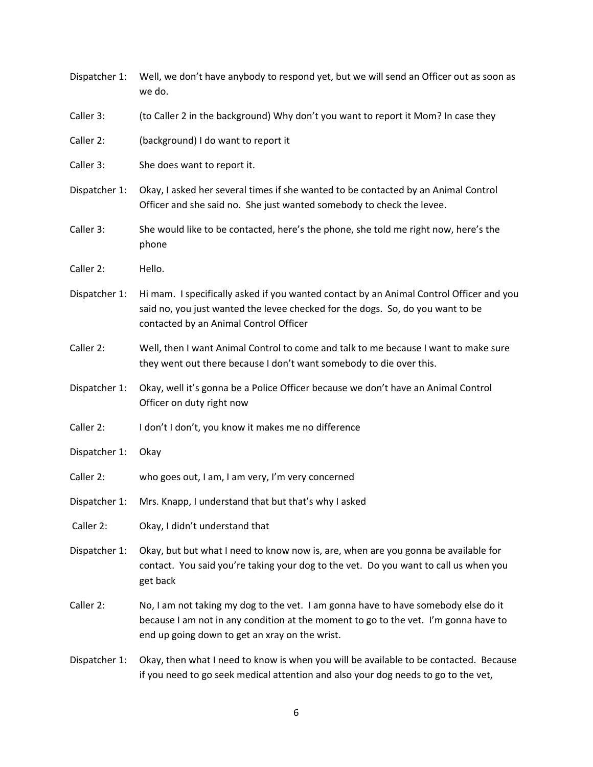Dispatcher 1: Well, we don't have anybody to respond yet, but we will send an Officer out as soon as we do.

Caller 3: (to Caller 2 in the background) Why don't you want to report it Mom? In case they

Caller 2: (background) I do want to report it

Caller 3: She does want to report it.

Dispatcher 1: Okay, I asked her several times if she wanted to be contacted by an Animal Control Officer and she said no. She just wanted somebody to check the levee.

Caller 3: She would like to be contacted, here's the phone, she told me right now, here's the phone

Caller 2: Hello.

Dispatcher 1: Hi mam. I specifically asked if you wanted contact by an Animal Control Officer and you said no, you just wanted the levee checked for the dogs. So, do you want to be contacted by an Animal Control Officer

Caller 2: Well, then I want Animal Control to come and talk to me because I want to make sure they went out there because I don't want somebody to die over this.

Dispatcher 1: Okay, well it's gonna be a Police Officer because we don't have an Animal Control Officer on duty right now

Caller 2: I don't I don't, you know it makes me no difference

Dispatcher 1: Okay

Caller 2: who goes out, I am, I am very, I'm very concerned

Dispatcher 1: Mrs. Knapp, I understand that but that's why I asked

Caller 2: Okay, I didn't understand that

Dispatcher 1: Okay, but but what I need to know now is, are, when are you gonna be available for contact. You said you're taking your dog to the vet. Do you want to call us when you get back

Caller 2: No, I am not taking my dog to the vet. I am gonna have to have somebody else do it because I am not in any condition at the moment to go to the vet. I'm gonna have to end up going down to get an xray on the wrist.

Dispatcher 1: Okay, then what I need to know is when you will be available to be contacted. Because if you need to go seek medical attention and also your dog needs to go to the vet,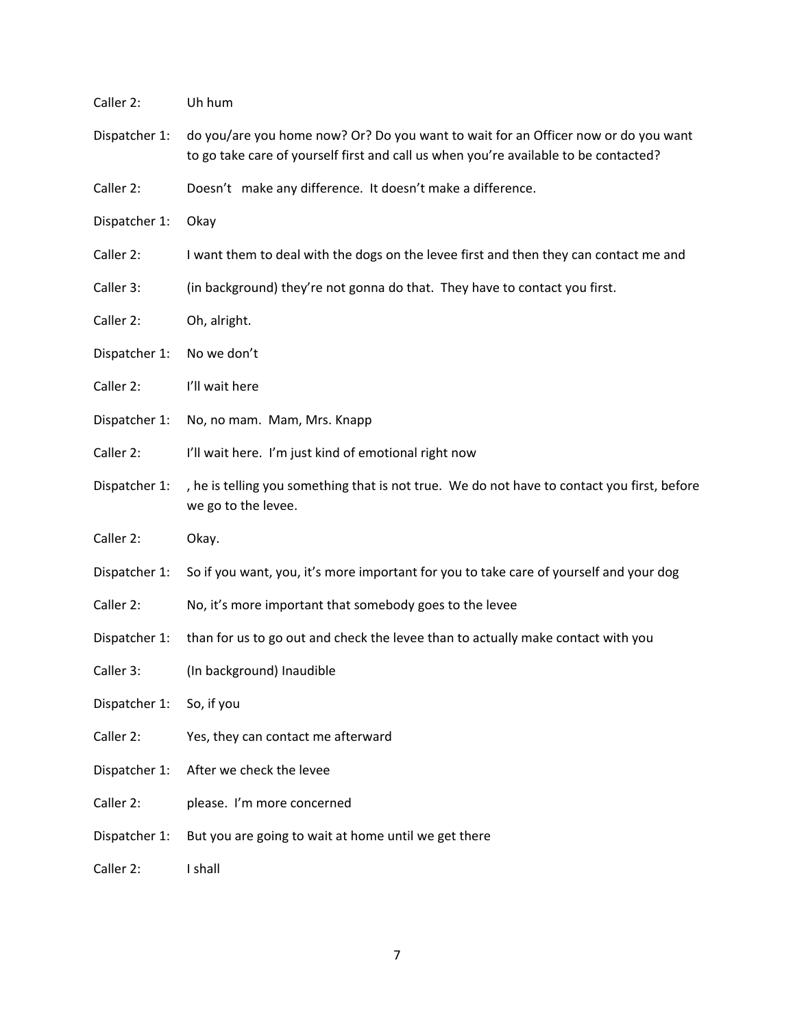Caller 2: Uh hum

Dispatcher 1: do you/are you home now? Or? Do you want to wait for an Officer now or do you want to go take care of yourself first and call us when you're available to be contacted?

Caller 2: Doesn't make any difference. It doesn't make a difference.

Dispatcher 1: Okay

Caller 2: I want them to deal with the dogs on the levee first and then they can contact me and

Caller 3: (in background) they're not gonna do that. They have to contact you first.

Caller 2: Oh, alright.

Dispatcher 1: No we don't

Caller 2: I'll wait here

Dispatcher 1: No, no mam. Mam, Mrs. Knapp

Caller 2: I'll wait here. I'm just kind of emotional right now

Dispatcher 1: , he is telling you something that is not true. We do not have to contact you first, before we go to the levee.

Caller 2: Okay.

Dispatcher 1: So if you want, you, it's more important for you to take care of yourself and your dog

Caller 2: No, it's more important that somebody goes to the levee

Dispatcher 1: than for us to go out and check the levee than to actually make contact with you

Caller 3: (In background) Inaudible

Dispatcher 1: So, if you

Caller 2: Yes, they can contact me afterward

Dispatcher 1: After we check the levee

Caller 2: please. I'm more concerned

Dispatcher 1: But you are going to wait at home until we get there

Caller 2: I shall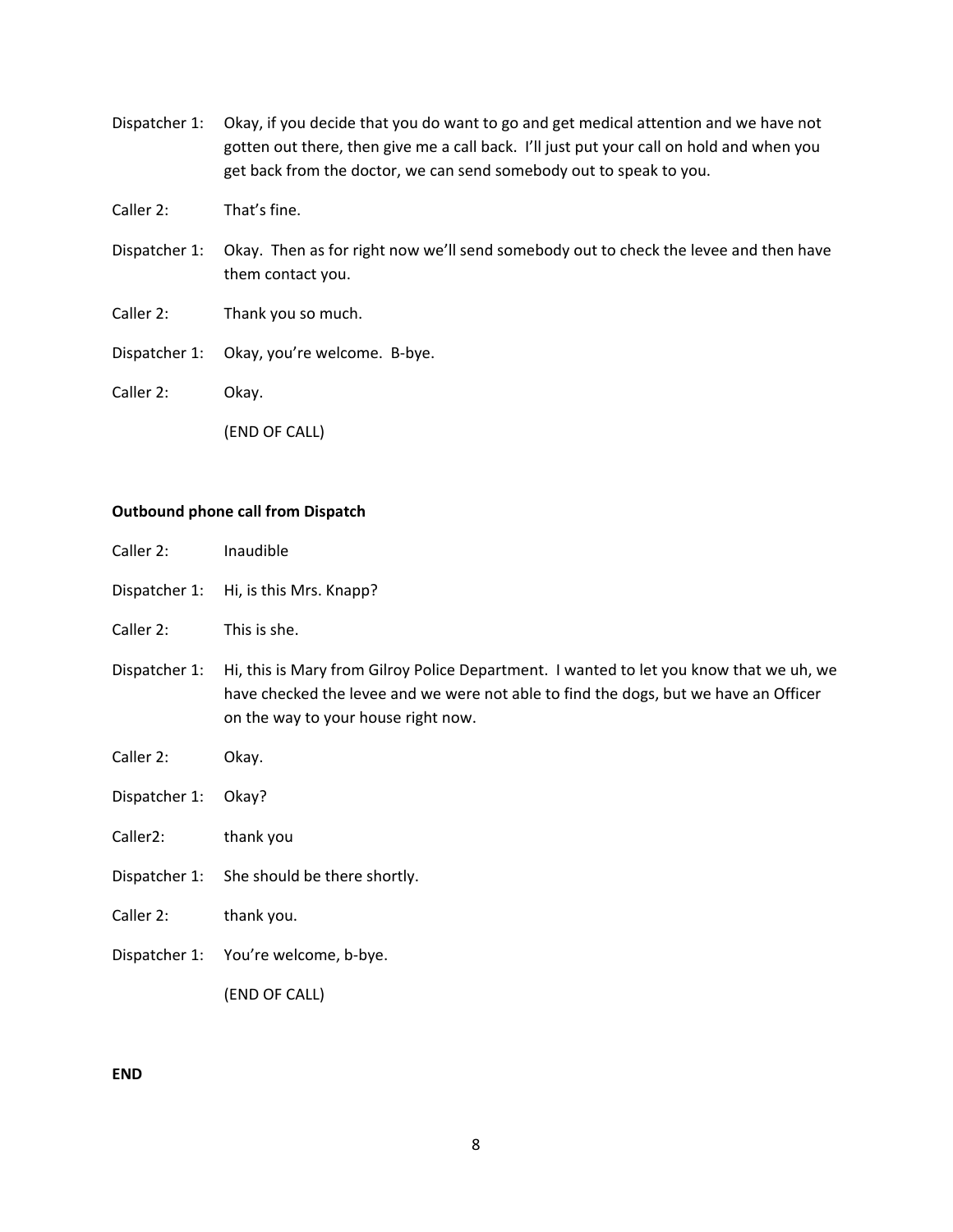Dispatcher 1: Okay, if you decide that you do want to go and get medical attention and we have not gotten out there, then give me a call back. I'll just put your call on hold and when you get back from the doctor, we can send somebody out to speak to you.

Caller 2: That's fine.

Dispatcher 1: Okay. Then as for right now we'll send somebody out to check the levee and then have them contact you.

Caller 2: Thank you so much.

Dispatcher 1: Okay, you're welcome. B-bye.

Caller 2: Okay.

(END OF CALL)

**Outbound phone call from Dispatch**

Caller 2: Inaudible

Dispatcher 1: Hi, is this Mrs. Knapp?

Caller 2: This is she.

Dispatcher 1: Hi, this is Mary from Gilroy Police Department. I wanted to let you know that we uh, we have checked the levee and we were not able to find the dogs, but we have an Officer on the way to your house right now.

Caller 2: Okay.

Dispatcher 1: Okay?

Caller2: thank you

Dispatcher 1: She should be there shortly.

Caller 2: thank you.

Dispatcher 1: You're welcome, b-bye.

(END OF CALL)

**END**